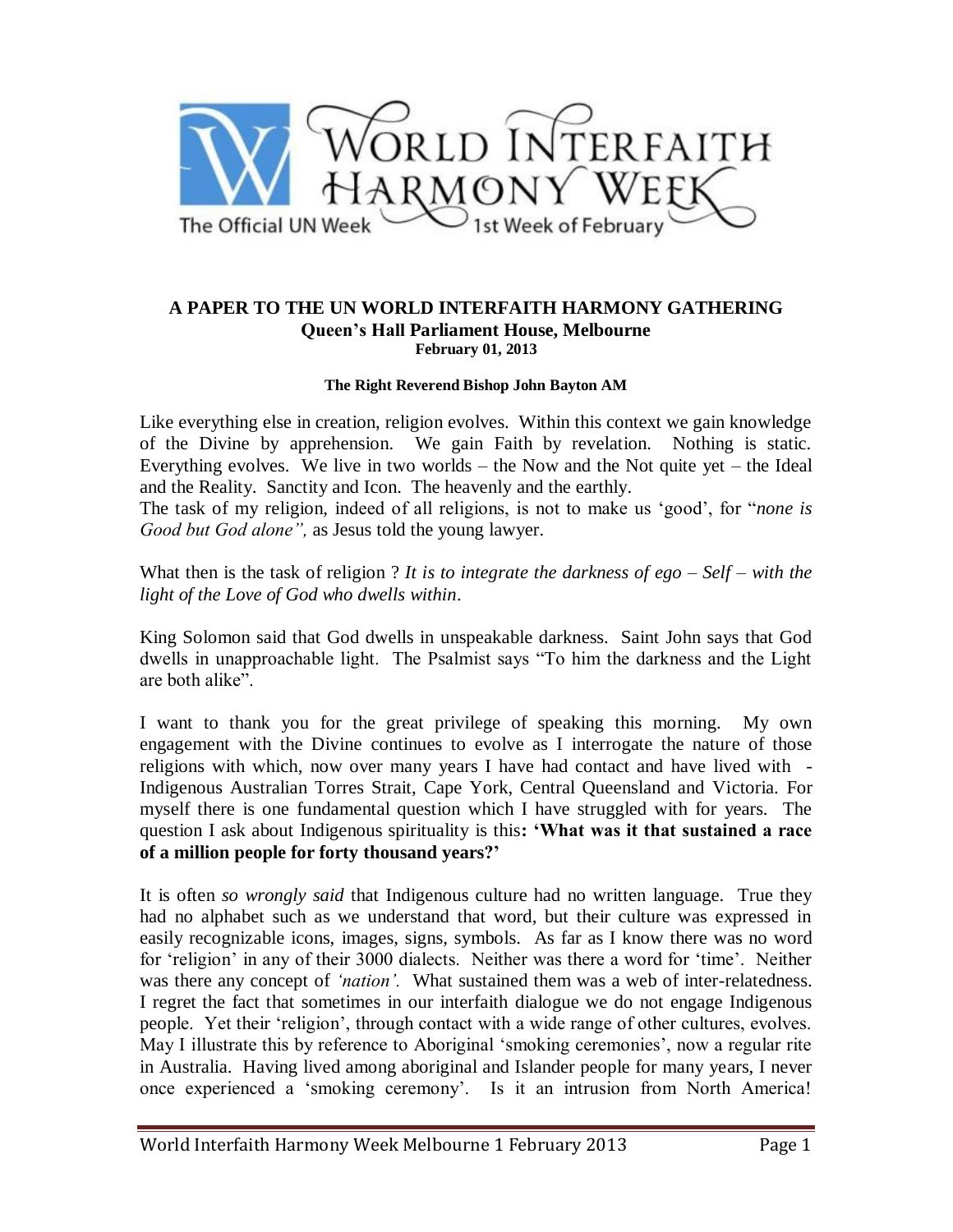# A PAPER TO THE UN WORLD INTERFAITH HARMONY GATHERING

## Queen's Hall Parliament House, Melbourne

**February 01, 2013**

**The Right Reverend Bishop John Bayton AM**

Like everything else in creation, religion evolves. Within this context we gain knowledge of the Divine by apprehension. We gain Faith by revelation. Nothing is static. Everything evolves. We live in two worlds – the Now and the Not quite yet – the Ideal and the Reality. Sanctity and Icon. The heavenly and the earthly.

The task of my religion, indeed of all religions, is not to make us 'good', for "*none is Good but God alone",* as Jesus told the young lawyer.

What then is the task of religion ? *It is to integrate the darkness of ego – Self – with the light of the Love of God who dwells within*.

King Solomon said that God dwells in unspeakable darkness. Saint John says that God dwells in unapproachable light. The Psalmist says "To him the darkness and the Light are both alike".

I want to thank you for the great privilege of speaking this morning. My own engagement with the Divine continues to evolve as I interrogate the nature of those religions with which, now over many years I have had contact and have lived with - Indigenous Australian Torres Strait, Cape York, Central Queensland and Victoria. For myself there is one fundamental question which I have struggled with for years. The question I ask about Indigenous spirituality is this**: 'What was it that sustained a race of a million people for forty thousand years?'**

It is often *so wrongly said* that Indigenous culture had no written language. True they had no alphabet such as we understand that word, but their culture was expressed in easily recognizable icons, images, signs, symbols. As far as I know there was no word for 'religion' in any of their 3000 dialects. Neither was there a word for 'time'. Neither was there any concept of *'nation'.* What sustained them was a web of inter-relatedness. I regret the fact that sometimes in our interfaith dialogue we do not engage Indigenous people. Yet their 'religion', through contact with a wide range of other cultures, evolves. May I illustrate this by reference to Aboriginal 'smoking ceremonies', now a regular rite in Australia. Having lived among aboriginal and Islander people for many years, I never once experienced a 'smoking ceremony'. Is it an intrusion from North America!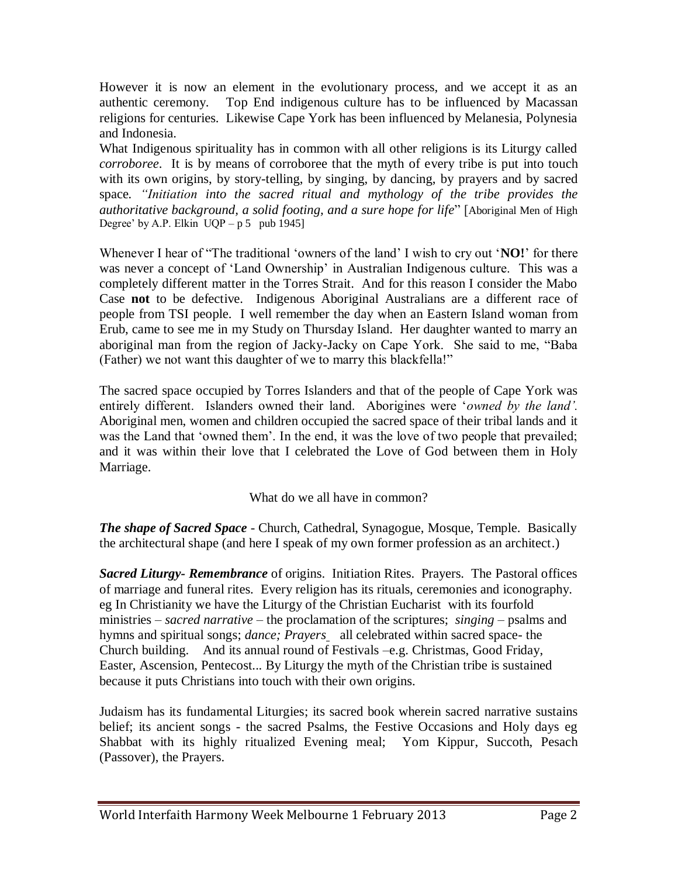However it is now an element in the evolutionary process, and we accept it as an authentic ceremony. Top End indigenous culture has to be influenced by Macassan religions for centuries. Likewise Cape York has been influenced by Melanesia, Polynesia and Indonesia.

What Indigenous spirituality has in common with all other religions is its Liturgy called *corroboree*. It is by means of corroboree that the myth of every tribe is put into touch with its own origins, by story-telling, by singing, by dancing, by prayers and by sacred space. *"Initiation into the sacred ritual and mythology of the tribe provides the authoritative background, a solid footing, and a sure hope for life*" [Aboriginal Men of High Degree' by A.P. Elkin UQP – p 5 pub 1945]

Whenever I hear of "The traditional 'owners of the land' I wish to cry out '**NO!**' for there was never a concept of 'Land Ownership' in Australian Indigenous culture. This was a completely different matter in the Torres Strait. And for this reason I consider the Mabo Case **not** to be defective. Indigenous Aboriginal Australians are a different race of people from TSI people. I well remember the day when an Eastern Island woman from Erub, came to see me in my Study on Thursday Island. Her daughter wanted to marry an aboriginal man from the region of Jacky-Jacky on Cape York. She said to me, "Baba (Father) we not want this daughter of we to marry this blackfella!"

The sacred space occupied by Torres Islanders and that of the people of Cape York was entirely different. Islanders owned their land. Aborigines were '*owned by the land'.* Aboriginal men, women and children occupied the sacred space of their tribal lands and it was the Land that 'owned them'. In the end, it was the love of two people that prevailed; and it was within their love that I celebrated the Love of God between them in Holy Marriage.

What do we all have in common?

***The shape of Sacred Space*** - Church, Cathedral, Synagogue, Mosque, Temple. Basically the architectural shape (and here I speak of my own former profession as an architect.)

***Sacred Liturgy- Remembrance*** of origins. Initiation Rites. Prayers. The Pastoral offices of marriage and funeral rites. Every religion has its rituals, ceremonies and iconography. eg In Christianity we have the Liturgy of the Christian Eucharist with its fourfold ministries – *sacred narrative* – the proclamation of the scriptures; *singing* – psalms and hymns and spiritual songs; *dance; Prayers* all celebrated within sacred space- the Church building. And its annual round of Festivals –e.g. Christmas, Good Friday, Easter, Ascension, Pentecost... By Liturgy the myth of the Christian tribe is sustained because it puts Christians into touch with their own origins.

Judaism has its fundamental Liturgies; its sacred book wherein sacred narrative sustains belief; its ancient songs - the sacred Psalms, the Festive Occasions and Holy days eg Shabbat with its highly ritualized Evening meal; Yom Kippur, Succoth, Pesach (Passover), the Prayers.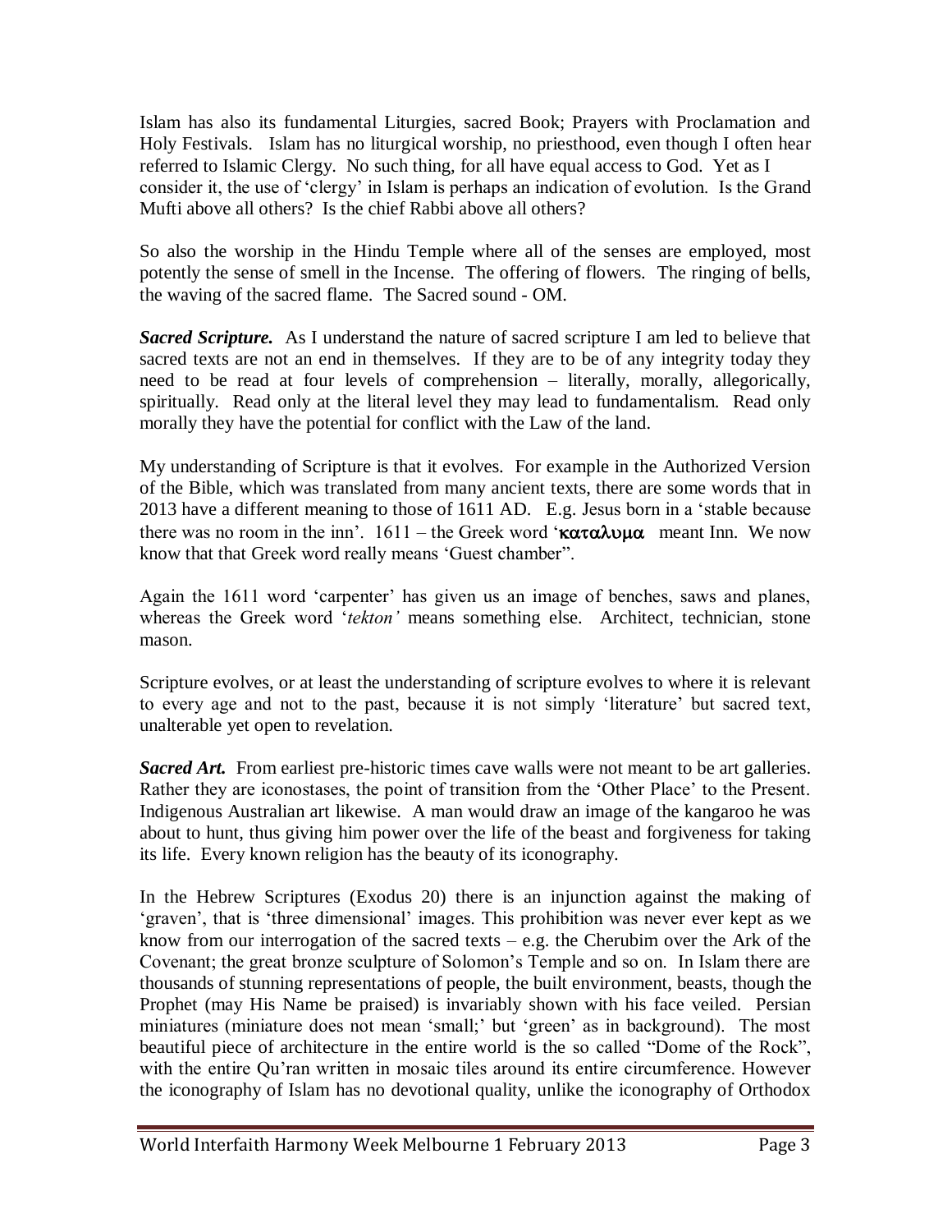Islam has also its fundamental Liturgies, sacred Book; Prayers with Proclamation and Holy Festivals. Islam has no liturgical worship, no priesthood, even though I often hear referred to Islamic Clergy. No such thing, for all have equal access to God. Yet as I consider it, the use of 'clergy' in Islam is perhaps an indication of evolution. Is the Grand Mufti above all others? Is the chief Rabbi above all others?

So also the worship in the Hindu Temple where all of the senses are employed, most potently the sense of smell in the Incense. The offering of flowers. The ringing of bells, the waving of the sacred flame. The Sacred sound - OM.

***Sacred Scripture.*** As I understand the nature of sacred scripture I am led to believe that sacred texts are not an end in themselves. If they are to be of any integrity today they need to be read at four levels of comprehension – literally, morally, allegorically, spiritually. Read only at the literal level they may lead to fundamentalism. Read only morally they have the potential for conflict with the Law of the land.

My understanding of Scripture is that it evolves. For example in the Authorized Version of the Bible, which was translated from many ancient texts, there are some words that in 2013 have a different meaning to those of 1611 AD. E.g. Jesus born in a 'stable because there was no room in the inn'. 1611 – the Greek word '**καταλυμα** meant Inn. We now know that that Greek word really means 'Guest chamber".

Again the 1611 word 'carpenter' has given us an image of benches, saws and planes, whereas the Greek word '*tekton'* means something else. Architect, technician, stone mason.

Scripture evolves, or at least the understanding of scripture evolves to where it is relevant to every age and not to the past, because it is not simply 'literature' but sacred text, unalterable yet open to revelation.

***Sacred Art.*** From earliest pre-historic times cave walls were not meant to be art galleries. Rather they are iconostases, the point of transition from the 'Other Place' to the Present. Indigenous Australian art likewise. A man would draw an image of the kangaroo he was about to hunt, thus giving him power over the life of the beast and forgiveness for taking its life. Every known religion has the beauty of its iconography.

In the Hebrew Scriptures (Exodus 20) there is an injunction against the making of 'graven', that is 'three dimensional' images. This prohibition was never ever kept as we know from our interrogation of the sacred texts – e.g. the Cherubim over the Ark of the Covenant; the great bronze sculpture of Solomon's Temple and so on. In Islam there are thousands of stunning representations of people, the built environment, beasts, though the Prophet (may His Name be praised) is invariably shown with his face veiled. Persian miniatures (miniature does not mean 'small;' but 'green' as in background). The most beautiful piece of architecture in the entire world is the so called "Dome of the Rock", with the entire Qu'ran written in mosaic tiles around its entire circumference. However the iconography of Islam has no devotional quality, unlike the iconography of Orthodox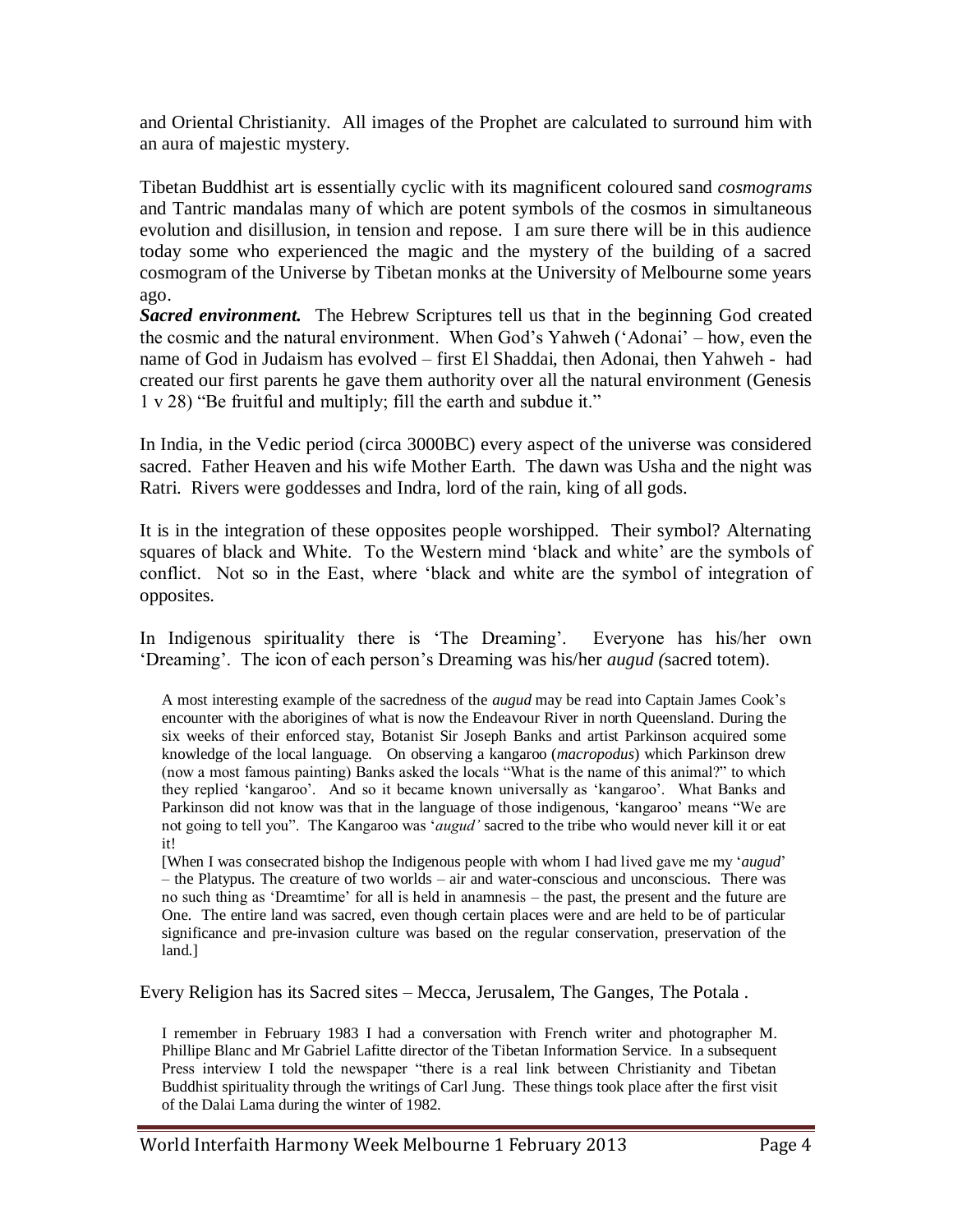and Oriental Christianity. All images of the Prophet are calculated to surround him with an aura of majestic mystery.

Tibetan Buddhist art is essentially cyclic with its magnificent coloured sand *cosmograms* and Tantric mandalas many of which are potent symbols of the cosmos in simultaneous evolution and disillusion, in tension and repose. I am sure there will be in this audience today some who experienced the magic and the mystery of the building of a sacred cosmogram of the Universe by Tibetan monks at the University of Melbourne some years ago.

***Sacred environment.*** The Hebrew Scriptures tell us that in the beginning God created the cosmic and the natural environment. When God's Yahweh ('Adonai' – how, even the name of God in Judaism has evolved – first El Shaddai, then Adonai, then Yahweh - had created our first parents he gave them authority over all the natural environment (Genesis 1 v 28) "Be fruitful and multiply; fill the earth and subdue it."

In India, in the Vedic period (circa 3000BC) every aspect of the universe was considered sacred. Father Heaven and his wife Mother Earth. The dawn was Usha and the night was Ratri. Rivers were goddesses and Indra, lord of the rain, king of all gods.

It is in the integration of these opposites people worshipped. Their symbol? Alternating squares of black and White. To the Western mind 'black and white' are the symbols of conflict. Not so in the East, where 'black and white are the symbol of integration of opposites.

In Indigenous spirituality there is 'The Dreaming'. Everyone has his/her own 'Dreaming'. The icon of each person's Dreaming was his/her *augud (*sacred totem).

> A most interesting example of the sacredness of the *augud* may be read into Captain James Cook's encounter with the aborigines of what is now the Endeavour River in north Queensland. During the six weeks of their enforced stay, Botanist Sir Joseph Banks and artist Parkinson acquired some knowledge of the local language. On observing a kangaroo (*macropodus*) which Parkinson drew (now a most famous painting) Banks asked the locals "What is the name of this animal?" to which they replied 'kangaroo'. And so it became known universally as 'kangaroo'. What Banks and Parkinson did not know was that in the language of those indigenous, 'kangaroo' means "We are not going to tell you". The Kangaroo was '*augud'* sacred to the tribe who would never kill it or eat it!
>
> [When I was consecrated bishop the Indigenous people with whom I had lived gave me my '*augud*' – the Platypus. The creature of two worlds – air and water-conscious and unconscious. There was no such thing as 'Dreamtime' for all is held in anamnesis – the past, the present and the future are One. The entire land was sacred, even though certain places were and are held to be of particular significance and pre-invasion culture was based on the regular conservation, preservation of the land.]

Every Religion has its Sacred sites – Mecca, Jerusalem, The Ganges, The Potala .

> I remember in February 1983 I had a conversation with French writer and photographer M. Phillipe Blanc and Mr Gabriel Lafitte director of the Tibetan Information Service. In a subsequent Press interview I told the newspaper "there is a real link between Christianity and Tibetan Buddhist spirituality through the writings of Carl Jung. These things took place after the first visit of the Dalai Lama during the winter of 1982.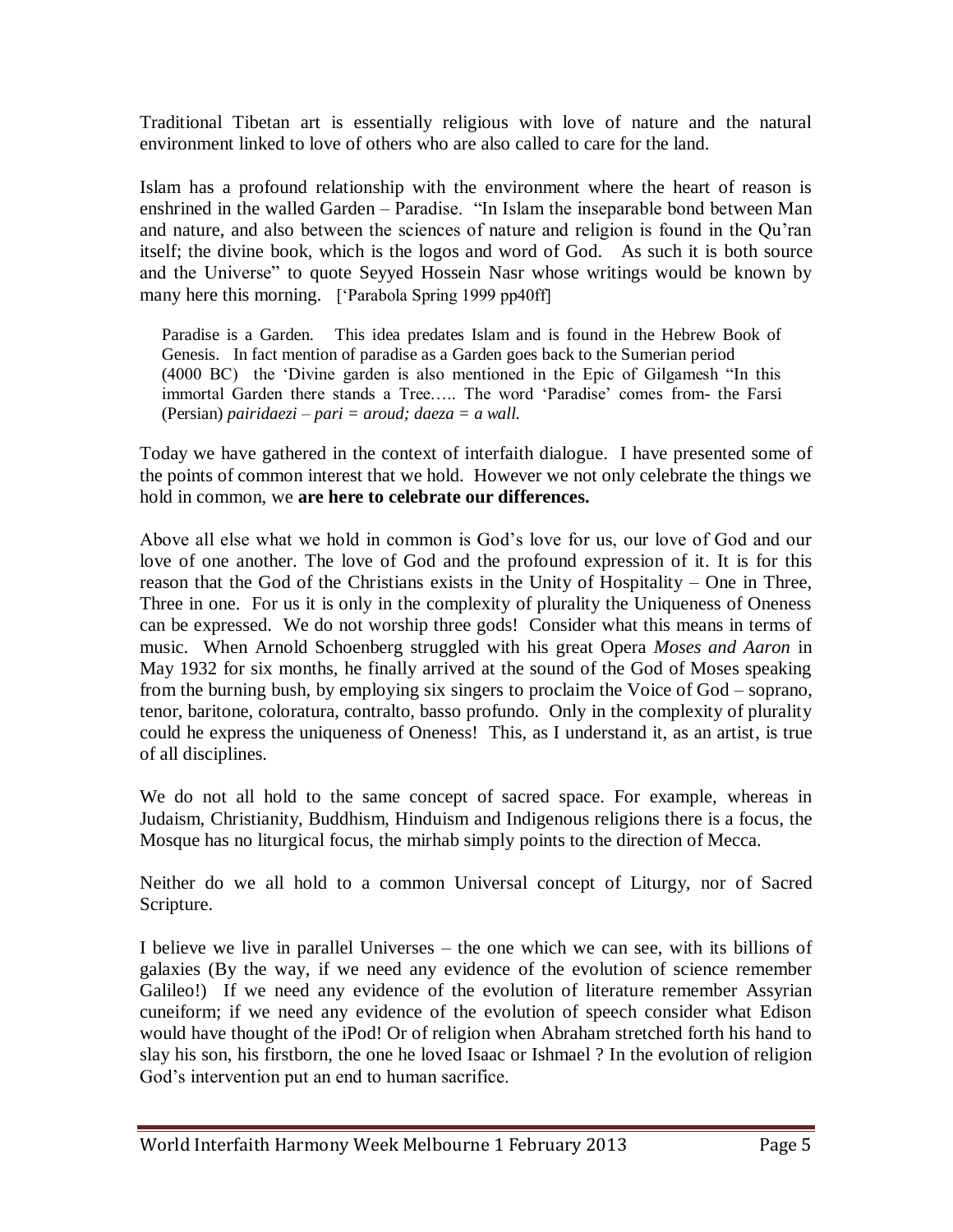Traditional Tibetan art is essentially religious with love of nature and the natural environment linked to love of others who are also called to care for the land.

Islam has a profound relationship with the environment where the heart of reason is enshrined in the walled Garden – Paradise. "In Islam the inseparable bond between Man and nature, and also between the sciences of nature and religion is found in the Qu'ran itself; the divine book, which is the logos and word of God. As such it is both source and the Universe" to quote Seyyed Hossein Nasr whose writings would be known by many here this morning. ['Parabola Spring 1999 pp40ff]

> Paradise is a Garden. This idea predates Islam and is found in the Hebrew Book of Genesis. In fact mention of paradise as a Garden goes back to the Sumerian period (4000 BC) the 'Divine garden is also mentioned in the Epic of Gilgamesh "In this immortal Garden there stands a Tree….. The word 'Paradise' comes from- the Farsi (Persian) *pairidaezi – pari = aroud; daeza = a wall.*

Today we have gathered in the context of interfaith dialogue. I have presented some of the points of common interest that we hold. However we not only celebrate the things we hold in common, we **are here to celebrate our differences.**

Above all else what we hold in common is God's love for us, our love of God and our love of one another. The love of God and the profound expression of it. It is for this reason that the God of the Christians exists in the Unity of Hospitality – One in Three, Three in one. For us it is only in the complexity of plurality the Uniqueness of Oneness can be expressed. We do not worship three gods! Consider what this means in terms of music. When Arnold Schoenberg struggled with his great Opera *Moses and Aaron* in May 1932 for six months, he finally arrived at the sound of the God of Moses speaking from the burning bush, by employing six singers to proclaim the Voice of God – soprano, tenor, baritone, coloratura, contralto, basso profundo. Only in the complexity of plurality could he express the uniqueness of Oneness! This, as I understand it, as an artist, is true of all disciplines.

We do not all hold to the same concept of sacred space. For example, whereas in Judaism, Christianity, Buddhism, Hinduism and Indigenous religions there is a focus, the Mosque has no liturgical focus, the mirhab simply points to the direction of Mecca.

Neither do we all hold to a common Universal concept of Liturgy, nor of Sacred Scripture.

I believe we live in parallel Universes – the one which we can see, with its billions of galaxies (By the way, if we need any evidence of the evolution of science remember Galileo!) If we need any evidence of the evolution of literature remember Assyrian cuneiform; if we need any evidence of the evolution of speech consider what Edison would have thought of the iPod! Or of religion when Abraham stretched forth his hand to slay his son, his firstborn, the one he loved Isaac or Ishmael ? In the evolution of religion God's intervention put an end to human sacrifice.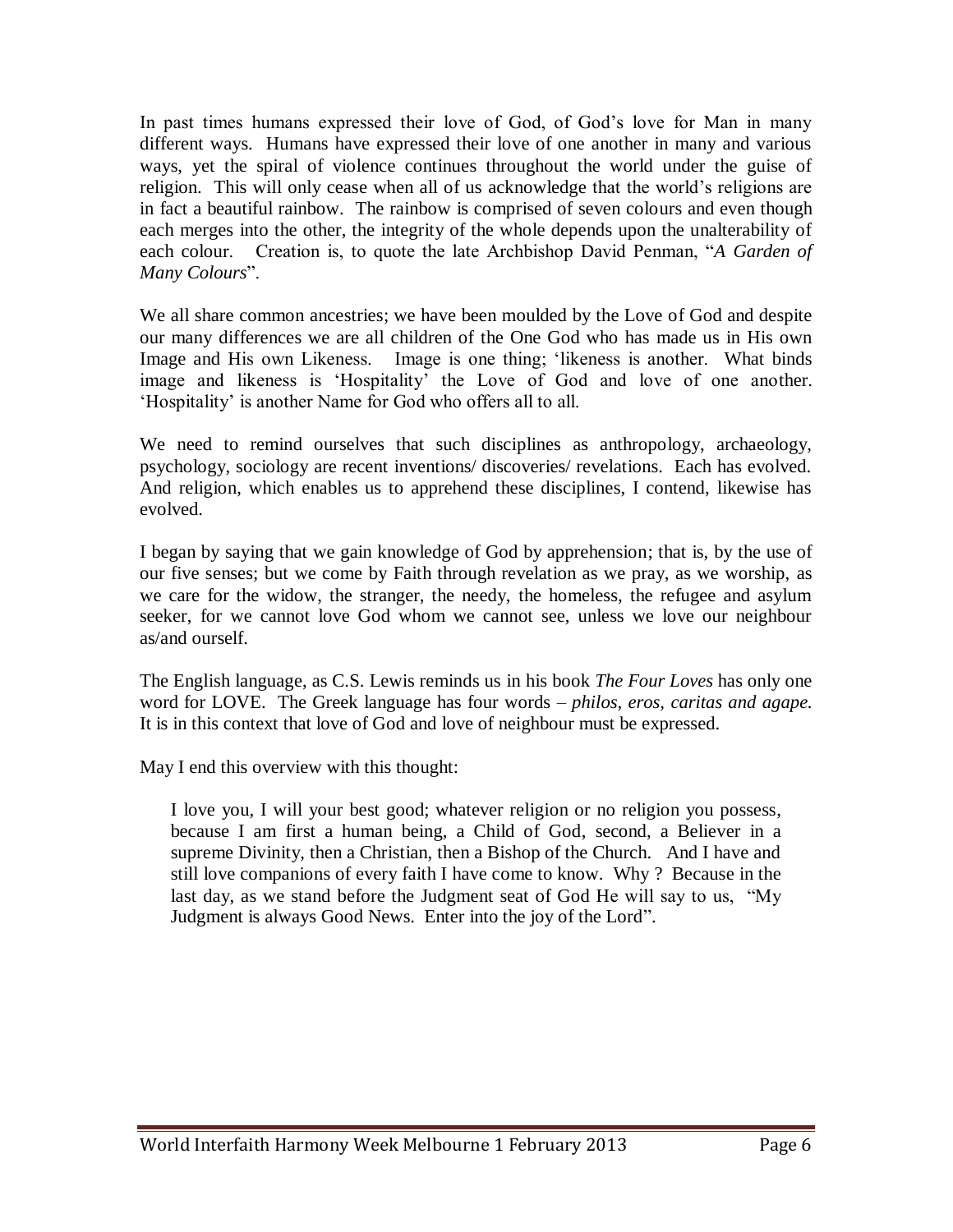In past times humans expressed their love of God, of God's love for Man in many different ways. Humans have expressed their love of one another in many and various ways, yet the spiral of violence continues throughout the world under the guise of religion. This will only cease when all of us acknowledge that the world's religions are in fact a beautiful rainbow. The rainbow is comprised of seven colours and even though each merges into the other, the integrity of the whole depends upon the unalterability of each colour. Creation is, to quote the late Archbishop David Penman, "*A Garden of Many Colours*".

We all share common ancestries; we have been moulded by the Love of God and despite our many differences we are all children of the One God who has made us in His own Image and His own Likeness. Image is one thing; 'likeness is another. What binds image and likeness is 'Hospitality' the Love of God and love of one another. 'Hospitality' is another Name for God who offers all to all.

We need to remind ourselves that such disciplines as anthropology, archaeology, psychology, sociology are recent inventions/ discoveries/ revelations. Each has evolved. And religion, which enables us to apprehend these disciplines, I contend, likewise has evolved.

I began by saying that we gain knowledge of God by apprehension; that is, by the use of our five senses; but we come by Faith through revelation as we pray, as we worship, as we care for the widow, the stranger, the needy, the homeless, the refugee and asylum seeker, for we cannot love God whom we cannot see, unless we love our neighbour as/and ourself.

The English language, as C.S. Lewis reminds us in his book *The Four Loves* has only one word for LOVE. The Greek language has four words – *philos, eros, caritas and agape.* It is in this context that love of God and love of neighbour must be expressed.

May I end this overview with this thought:

> I love you, I will your best good; whatever religion or no religion you possess, because I am first a human being, a Child of God, second, a Believer in a supreme Divinity, then a Christian, then a Bishop of the Church. And I have and still love companions of every faith I have come to know. Why ? Because in the last day, as we stand before the Judgment seat of God He will say to us, "My Judgment is always Good News. Enter into the joy of the Lord".